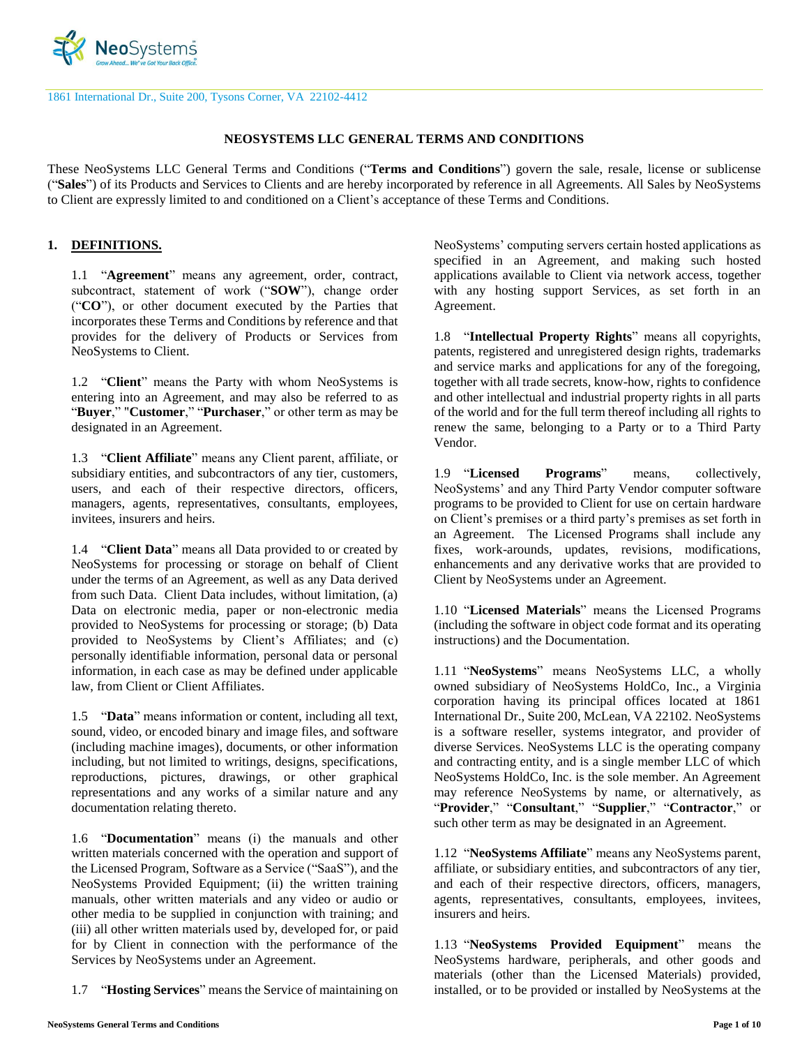1861 International Dr., Suite 200, Tysons Corner, VA 22102-4412

# NEOSYSTEMS LLC GENERAL TERMS AND CONDITIONS

These NeoSystems LLC General Terms and Conditions ("**Terms and Conditions**") govern the sale, resale, license or sublicense ("**Sales**") of its Products and Services to Clients and are hereby incorporated by reference in all Agreements. All Sales by NeoSystems to Client are expressly limited to and conditioned on a Client's acceptance of these Terms and Conditions.

## 1. DEFINITIONS.

1.1 "**Agreement**" means any agreement, order, contract, subcontract, statement of work ("**SOW**"), change order ("**CO**"), or other document executed by the Parties that incorporates these Terms and Conditions by reference and that provides for the delivery of Products or Services from NeoSystems to Client.

1.2 "**Client**" means the Party with whom NeoSystems is entering into an Agreement, and may also be referred to as "**Buyer**," "**Customer**," "**Purchaser**," or other term as may be designated in an Agreement.

1.3 "**Client Affiliate**" means any Client parent, affiliate, or subsidiary entities, and subcontractors of any tier, customers, users, and each of their respective directors, officers, managers, agents, representatives, consultants, employees, invitees, insurers and heirs.

1.4 "**Client Data**" means all Data provided to or created by NeoSystems for processing or storage on behalf of Client under the terms of an Agreement, as well as any Data derived from such Data. Client Data includes, without limitation, (a) Data on electronic media, paper or non-electronic media provided to NeoSystems for processing or storage; (b) Data provided to NeoSystems by Client's Affiliates; and (c) personally identifiable information, personal data or personal information, in each case as may be defined under applicable law, from Client or Client Affiliates.

1.5 "**Data**" means information or content, including all text, sound, video, or encoded binary and image files, and software (including machine images), documents, or other information including, but not limited to, writings, designs, specifications, reproductions, pictures, drawings, or other graphical representations and any works of a similar nature and any documentation relating thereto.

1.6 "**Documentation**" means (i) the manuals and other written materials concerned with the operation and support of the Licensed Program, Software as a Service ("SaaS"), and the NeoSystems Provided Equipment; (ii) the written training manuals, other written materials and any video or audio or other media to be supplied in conjunction with training; and (iii) all other written materials used by, developed for, or paid for by Client in connection with the performance of the Services by NeoSystems under an Agreement.

1.7 "**Hosting Services**" means the Service of maintaining on NeoSystems' computing servers certain hosted applications as specified in an Agreement, and making such hosted applications available to Client via network access, together with any hosting support Services, as set forth in an Agreement.

1.8 "**Intellectual Property Rights**" means all copyrights, patents, registered and unregistered design rights, trademarks and service marks and applications for any of the foregoing, together with all trade secrets, know-how, rights to confidence and other intellectual and industrial property rights in all parts of the world and for the full term thereof including all rights to renew the same, belonging to a Party or to a Third Party Vendor.

1.9 "**Licensed Programs**" means, collectively, NeoSystems' and any Third Party Vendor computer software programs to be provided to Client for use on certain hardware on Client's premises or a third party's premises as set forth in an Agreement. The Licensed Programs shall include any fixes, work-arounds, updates, revisions, modifications, enhancements and any derivative works that are provided to Client by NeoSystems under an Agreement.

1.10 "**Licensed Materials**" means the Licensed Programs (including the software in object code format and its operating instructions) and the Documentation.

1.11 "**NeoSystems**" means NeoSystems LLC, a wholly owned subsidiary of NeoSystems HoldCo, Inc., a Virginia corporation having its principal offices located at 1861 International Dr., Suite 200, McLean, VA 22102. NeoSystems is a software reseller, systems integrator, and provider of diverse Services. NeoSystems LLC is the operating company and contracting entity, and is a single member LLC of which NeoSystems HoldCo, Inc. is the sole member. An Agreement may reference NeoSystems by name, or alternatively, as "**Provider**," "**Consultant**," "**Supplier**," "**Contractor**," or such other term as may be designated in an Agreement.

1.12 "**NeoSystems Affiliate**" means any NeoSystems parent, affiliate, or subsidiary entities, and subcontractors of any tier, and each of their respective directors, officers, managers, agents, representatives, consultants, employees, invitees, insurers and heirs.

1.13 "**NeoSystems Provided Equipment**" means the NeoSystems hardware, peripherals, and other goods and materials (other than the Licensed Materials) provided, installed, or to be provided or installed by NeoSystems at the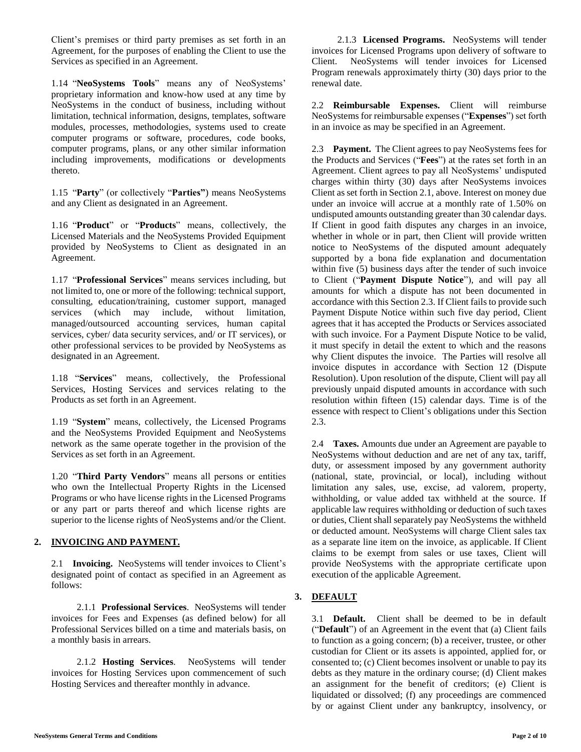Client's premises or third party premises as set forth in an Agreement, for the purposes of enabling the Client to use the Services as specified in an Agreement.

1.14 "**NeoSystems Tools**" means any of NeoSystems' proprietary information and know-how used at any time by NeoSystems in the conduct of business, including without limitation, technical information, designs, templates, software modules, processes, methodologies, systems used to create computer programs or software, procedures, code books, computer programs, plans, or any other similar information including improvements, modifications or developments thereto.

1.15 "**Party**" (or collectively "**Parties**") means NeoSystems and any Client as designated in an Agreement.

1.16 "**Product**" or "**Products**" means, collectively, the Licensed Materials and the NeoSystems Provided Equipment provided by NeoSystems to Client as designated in an Agreement.

1.17 "**Professional Services**" means services including, but not limited to, one or more of the following: technical support, consulting, education/training, customer support, managed services (which may include, without limitation, managed/outsourced accounting services, human capital services, cyber/ data security services, and/ or IT services), or other professional services to be provided by NeoSystems as designated in an Agreement.

1.18 "**Services**" means, collectively, the Professional Services, Hosting Services and services relating to the Products as set forth in an Agreement.

1.19 "**System**" means, collectively, the Licensed Programs and the NeoSystems Provided Equipment and NeoSystems network as the same operate together in the provision of the Services as set forth in an Agreement.

1.20 "**Third Party Vendors**" means all persons or entities who own the Intellectual Property Rights in the Licensed Programs or who have license rights in the Licensed Programs or any part or parts thereof and which license rights are superior to the license rights of NeoSystems and/or the Client.

## 2. INVOICING AND PAYMENT.

2.1 **Invoicing.** NeoSystems will tender invoices to Client's designated point of contact as specified in an Agreement as follows:

2.1.1 **Professional Services**. NeoSystems will tender invoices for Fees and Expenses (as defined below) for all Professional Services billed on a time and materials basis, on a monthly basis in arrears.

2.1.2 **Hosting Services**. NeoSystems will tender invoices for Hosting Services upon commencement of such Hosting Services and thereafter monthly in advance.

2.1.3 **Licensed Programs.** NeoSystems will tender invoices for Licensed Programs upon delivery of software to Client. NeoSystems will tender invoices for Licensed Program renewals approximately thirty (30) days prior to the renewal date.

2.2 **Reimbursable Expenses.** Client will reimburse NeoSystems for reimbursable expenses ("**Expenses**") set forth in an invoice as may be specified in an Agreement.

2.3 **Payment.** The Client agrees to pay NeoSystems fees for the Products and Services ("**Fees**") at the rates set forth in an Agreement. Client agrees to pay all NeoSystems' undisputed charges within thirty (30) days after NeoSystems invoices Client as set forth in Section 2.1, above. Interest on money due under an invoice will accrue at a monthly rate of 1.50% on undisputed amounts outstanding greater than 30 calendar days. If Client in good faith disputes any charges in an invoice, whether in whole or in part, then Client will provide written notice to NeoSystems of the disputed amount adequately supported by a bona fide explanation and documentation within five (5) business days after the tender of such invoice to Client ("**Payment Dispute Notice**"), and will pay all amounts for which a dispute has not been documented in accordance with this Section 2.3. If Client fails to provide such Payment Dispute Notice within such five day period, Client agrees that it has accepted the Products or Services associated with such invoice. For a Payment Dispute Notice to be valid, it must specify in detail the extent to which and the reasons why Client disputes the invoice. The Parties will resolve all invoice disputes in accordance with Section 12 (Dispute Resolution). Upon resolution of the dispute, Client will pay all previously unpaid disputed amounts in accordance with such resolution within fifteen (15) calendar days. Time is of the essence with respect to Client's obligations under this Section 2.3.

2.4 **Taxes.** Amounts due under an Agreement are payable to NeoSystems without deduction and are net of any tax, tariff, duty, or assessment imposed by any government authority (national, state, provincial, or local), including without limitation any sales, use, excise, ad valorem, property, withholding, or value added tax withheld at the source. If applicable law requires withholding or deduction of such taxes or duties, Client shall separately pay NeoSystems the withheld or deducted amount. NeoSystems will charge Client sales tax as a separate line item on the invoice, as applicable. If Client claims to be exempt from sales or use taxes, Client will provide NeoSystems with the appropriate certificate upon execution of the applicable Agreement.

## 3. DEFAULT

3.1 **Default.** Client shall be deemed to be in default ("**Default**") of an Agreement in the event that (a) Client fails to function as a going concern; (b) a receiver, trustee, or other custodian for Client or its assets is appointed, applied for, or consented to; (c) Client becomes insolvent or unable to pay its debts as they mature in the ordinary course; (d) Client makes an assignment for the benefit of creditors; (e) Client is liquidated or dissolved; (f) any proceedings are commenced by or against Client under any bankruptcy, insolvency, or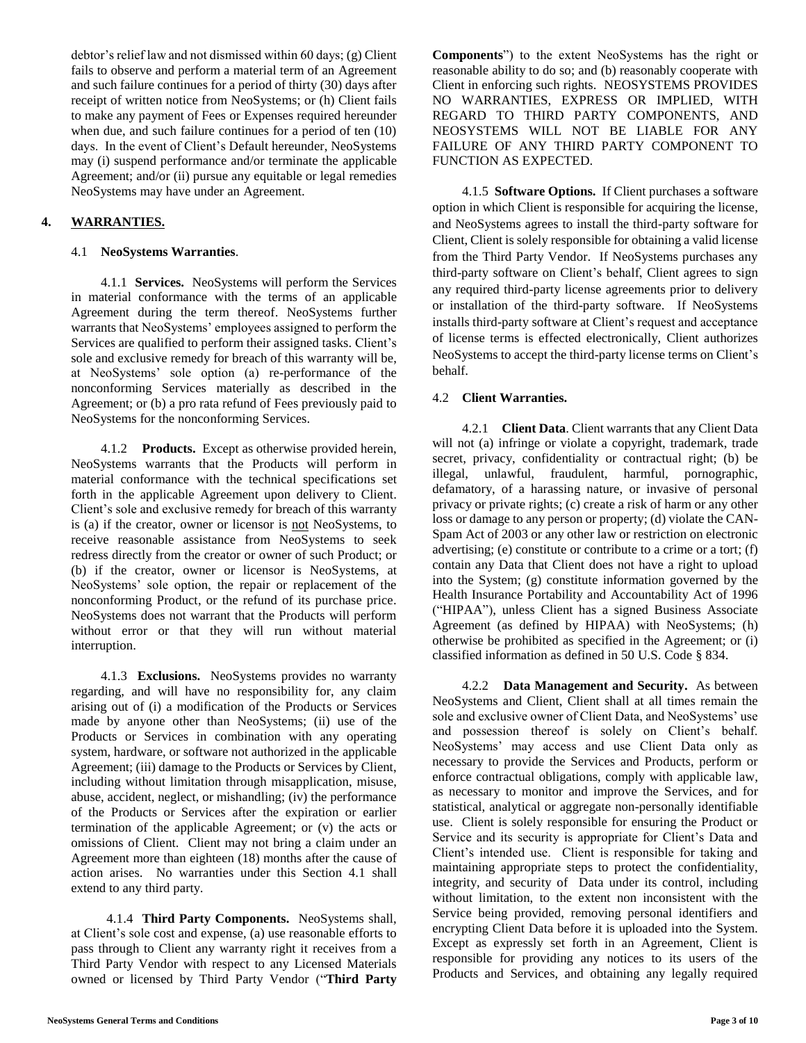debtor's relief law and not dismissed within 60 days; (g) Client fails to observe and perform a material term of an Agreement and such failure continues for a period of thirty (30) days after receipt of written notice from NeoSystems; or (h) Client fails to make any payment of Fees or Expenses required hereunder when due, and such failure continues for a period of ten (10) days. In the event of Client's Default hereunder, NeoSystems may (i) suspend performance and/or terminate the applicable Agreement; and/or (ii) pursue any equitable or legal remedies NeoSystems may have under an Agreement.

## 4. WARRANTIES.

### 4.1 NeoSystems Warranties.

4.1.1 **Services.** NeoSystems will perform the Services in material conformance with the terms of an applicable Agreement during the term thereof. NeoSystems further warrants that NeoSystems' employees assigned to perform the Services are qualified to perform their assigned tasks. Client's sole and exclusive remedy for breach of this warranty will be, at NeoSystems' sole option (a) re-performance of the nonconforming Services materially as described in the Agreement; or (b) a pro rata refund of Fees previously paid to NeoSystems for the nonconforming Services.

4.1.2 **Products.** Except as otherwise provided herein, NeoSystems warrants that the Products will perform in material conformance with the technical specifications set forth in the applicable Agreement upon delivery to Client. Client's sole and exclusive remedy for breach of this warranty is (a) if the creator, owner or licensor is not NeoSystems, to receive reasonable assistance from NeoSystems to seek redress directly from the creator or owner of such Product; or (b) if the creator, owner or licensor is NeoSystems, at NeoSystems' sole option, the repair or replacement of the nonconforming Product, or the refund of its purchase price. NeoSystems does not warrant that the Products will perform without error or that they will run without material interruption.

4.1.3 **Exclusions.** NeoSystems provides no warranty regarding, and will have no responsibility for, any claim arising out of (i) a modification of the Products or Services made by anyone other than NeoSystems; (ii) use of the Products or Services in combination with any operating system, hardware, or software not authorized in the applicable Agreement; (iii) damage to the Products or Services by Client, including without limitation through misapplication, misuse, abuse, accident, neglect, or mishandling; (iv) the performance of the Products or Services after the expiration or earlier termination of the applicable Agreement; or (v) the acts or omissions of Client. Client may not bring a claim under an Agreement more than eighteen (18) months after the cause of action arises. No warranties under this Section 4.1 shall extend to any third party.

4.1.4 **Third Party Components.** NeoSystems shall, at Client's sole cost and expense, (a) use reasonable efforts to pass through to Client any warranty right it receives from a Third Party Vendor with respect to any Licensed Materials owned or licensed by Third Party Vendor ("**Third Party Components**") to the extent NeoSystems has the right or reasonable ability to do so; and (b) reasonably cooperate with Client in enforcing such rights. NEOSYSTEMS PROVIDES NO WARRANTIES, EXPRESS OR IMPLIED, WITH REGARD TO THIRD PARTY COMPONENTS, AND NEOSYSTEMS WILL NOT BE LIABLE FOR ANY FAILURE OF ANY THIRD PARTY COMPONENT TO FUNCTION AS EXPECTED.

4.1.5 **Software Options.** If Client purchases a software option in which Client is responsible for acquiring the license, and NeoSystems agrees to install the third-party software for Client, Client is solely responsible for obtaining a valid license from the Third Party Vendor. If NeoSystems purchases any third-party software on Client's behalf, Client agrees to sign any required third-party license agreements prior to delivery or installation of the third-party software. If NeoSystems installs third-party software at Client's request and acceptance of license terms is effected electronically, Client authorizes NeoSystems to accept the third-party license terms on Client's behalf.

### 4.2 Client Warranties.

4.2.1 **Client Data**. Client warrants that any Client Data will not (a) infringe or violate a copyright, trademark, trade secret, privacy, confidentiality or contractual right; (b) be illegal, unlawful, fraudulent, harmful, pornographic, defamatory, of a harassing nature, or invasive of personal privacy or private rights; (c) create a risk of harm or any other loss or damage to any person or property; (d) violate the CAN-Spam Act of 2003 or any other law or restriction on electronic advertising; (e) constitute or contribute to a crime or a tort; (f) contain any Data that Client does not have a right to upload into the System; (g) constitute information governed by the Health Insurance Portability and Accountability Act of 1996 ("HIPAA"), unless Client has a signed Business Associate Agreement (as defined by HIPAA) with NeoSystems; (h) otherwise be prohibited as specified in the Agreement; or (i) classified information as defined in 50 U.S. Code § 834.

4.2.2 **Data Management and Security.** As between NeoSystems and Client, Client shall at all times remain the sole and exclusive owner of Client Data, and NeoSystems' use and possession thereof is solely on Client's behalf. NeoSystems' may access and use Client Data only as necessary to provide the Services and Products, perform or enforce contractual obligations, comply with applicable law, as necessary to monitor and improve the Services, and for statistical, analytical or aggregate non-personally identifiable use. Client is solely responsible for ensuring the Product or Service and its security is appropriate for Client's Data and Client's intended use. Client is responsible for taking and maintaining appropriate steps to protect the confidentiality, integrity, and security of Data under its control, including without limitation, to the extent non inconsistent with the Service being provided, removing personal identifiers and encrypting Client Data before it is uploaded into the System. Except as expressly set forth in an Agreement, Client is responsible for providing any notices to its users of the Products and Services, and obtaining any legally required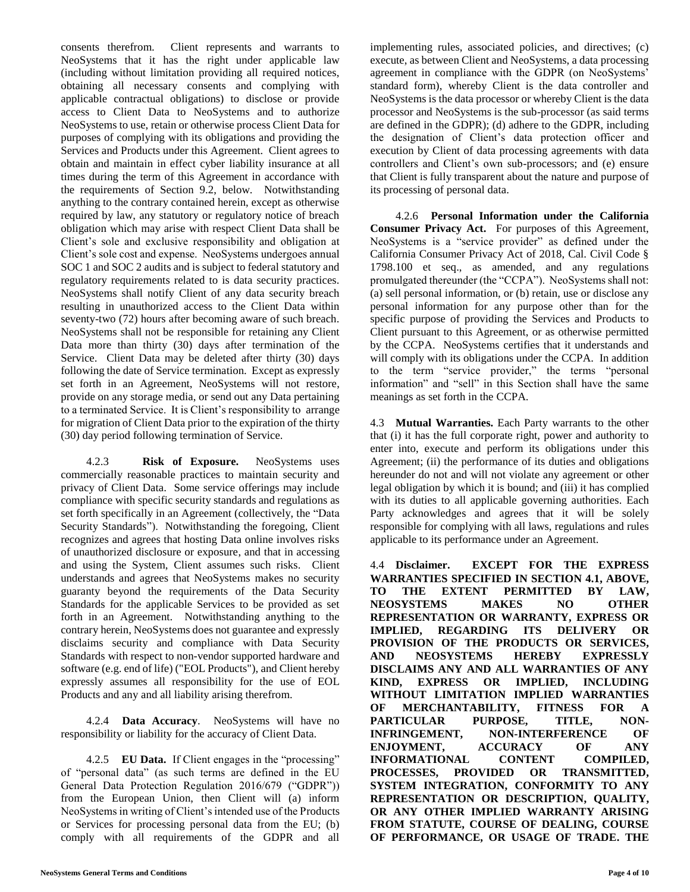consents therefrom. Client represents and warrants to NeoSystems that it has the right under applicable law (including without limitation providing all required notices, obtaining all necessary consents and complying with applicable contractual obligations) to disclose or provide access to Client Data to NeoSystems and to authorize NeoSystems to use, retain or otherwise process Client Data for purposes of complying with its obligations and providing the Services and Products under this Agreement. Client agrees to obtain and maintain in effect cyber liability insurance at all times during the term of this Agreement in accordance with the requirements of Section 9.2, below. Notwithstanding anything to the contrary contained herein, except as otherwise required by law, any statutory or regulatory notice of breach obligation which may arise with respect Client Data shall be Client's sole and exclusive responsibility and obligation at Client's sole cost and expense. NeoSystems undergoes annual SOC 1 and SOC 2 audits and is subject to federal statutory and regulatory requirements related to is data security practices. NeoSystems shall notify Client of any data security breach resulting in unauthorized access to the Client Data within seventy-two (72) hours after becoming aware of such breach. NeoSystems shall not be responsible for retaining any Client Data more than thirty (30) days after termination of the Service. Client Data may be deleted after thirty (30) days following the date of Service termination. Except as expressly set forth in an Agreement, NeoSystems will not restore, provide on any storage media, or send out any Data pertaining to a terminated Service. It is Client's responsibility to arrange for migration of Client Data prior to the expiration of the thirty (30) day period following termination of Service.

4.2.3 **Risk of Exposure.** NeoSystems uses commercially reasonable practices to maintain security and privacy of Client Data. Some service offerings may include compliance with specific security standards and regulations as set forth specifically in an Agreement (collectively, the "Data Security Standards"). Notwithstanding the foregoing, Client recognizes and agrees that hosting Data online involves risks of unauthorized disclosure or exposure, and that in accessing and using the System, Client assumes such risks. Client understands and agrees that NeoSystems makes no security guaranty beyond the requirements of the Data Security Standards for the applicable Services to be provided as set forth in an Agreement. Notwithstanding anything to the contrary herein, NeoSystems does not guarantee and expressly disclaims security and compliance with Data Security Standards with respect to non-vendor supported hardware and software (e.g. end of life) ("EOL Products"), and Client hereby expressly assumes all responsibility for the use of EOL Products and any and all liability arising therefrom.

4.2.4 **Data Accuracy**. NeoSystems will have no responsibility or liability for the accuracy of Client Data.

4.2.5 **EU Data.** If Client engages in the "processing" of "personal data" (as such terms are defined in the EU General Data Protection Regulation 2016/679 ("GDPR")) from the European Union, then Client will (a) inform NeoSystems in writing of Client's intended use of the Products or Services for processing personal data from the EU; (b) comply with all requirements of the GDPR and all implementing rules, associated policies, and directives; (c) execute, as between Client and NeoSystems, a data processing agreement in compliance with the GDPR (on NeoSystems' standard form), whereby Client is the data controller and NeoSystems is the data processor or whereby Client is the data processor and NeoSystems is the sub-processor (as said terms are defined in the GDPR); (d) adhere to the GDPR, including the designation of Client's data protection officer and execution by Client of data processing agreements with data controllers and Client's own sub-processors; and (e) ensure that Client is fully transparent about the nature and purpose of its processing of personal data.

4.2.6 **Personal Information under the California Consumer Privacy Act.** For purposes of this Agreement, NeoSystems is a "service provider" as defined under the California Consumer Privacy Act of 2018, Cal. Civil Code § 1798.100 et seq., as amended, and any regulations promulgated thereunder (the "CCPA"). NeoSystems shall not: (a) sell personal information, or (b) retain, use or disclose any personal information for any purpose other than for the specific purpose of providing the Services and Products to Client pursuant to this Agreement, or as otherwise permitted by the CCPA. NeoSystems certifies that it understands and will comply with its obligations under the CCPA. In addition to the term "service provider," the terms "personal information" and "sell" in this Section shall have the same meanings as set forth in the CCPA.

4.3 **Mutual Warranties.** Each Party warrants to the other that (i) it has the full corporate right, power and authority to enter into, execute and perform its obligations under this Agreement; (ii) the performance of its duties and obligations hereunder do not and will not violate any agreement or other legal obligation by which it is bound; and (iii) it has complied with its duties to all applicable governing authorities. Each Party acknowledges and agrees that it will be solely responsible for complying with all laws, regulations and rules applicable to its performance under an Agreement.

4.4 **Disclaimer. EXCEPT FOR THE EXPRESS WARRANTIES SPECIFIED IN SECTION 4.1, ABOVE, TO THE EXTENT PERMITTED BY LAW, NEOSYSTEMS MAKES NO OTHER REPRESENTATION OR WARRANTY, EXPRESS OR IMPLIED, REGARDING ITS DELIVERY OR PROVISION OF THE PRODUCTS OR SERVICES, AND NEOSYSTEMS HEREBY EXPRESSLY DISCLAIMS ANY AND ALL WARRANTIES OF ANY KIND, EXPRESS OR IMPLIED, INCLUDING WITHOUT LIMITATION IMPLIED WARRANTIES OF MERCHANTABILITY, FITNESS FOR A PARTICULAR PURPOSE, TITLE, NON-INFRINGEMENT, NON-INTERFERENCE OF ENJOYMENT, ACCURACY OF ANY INFORMATIONAL CONTENT COMPILED, PROCESSES, PROVIDED OR TRANSMITTED, SYSTEM INTEGRATION, CONFORMITY TO ANY REPRESENTATION OR DESCRIPTION, QUALITY, OR ANY OTHER IMPLIED WARRANTY ARISING FROM STATUTE, COURSE OF DEALING, COURSE OF PERFORMANCE, OR USAGE OF TRADE. THE**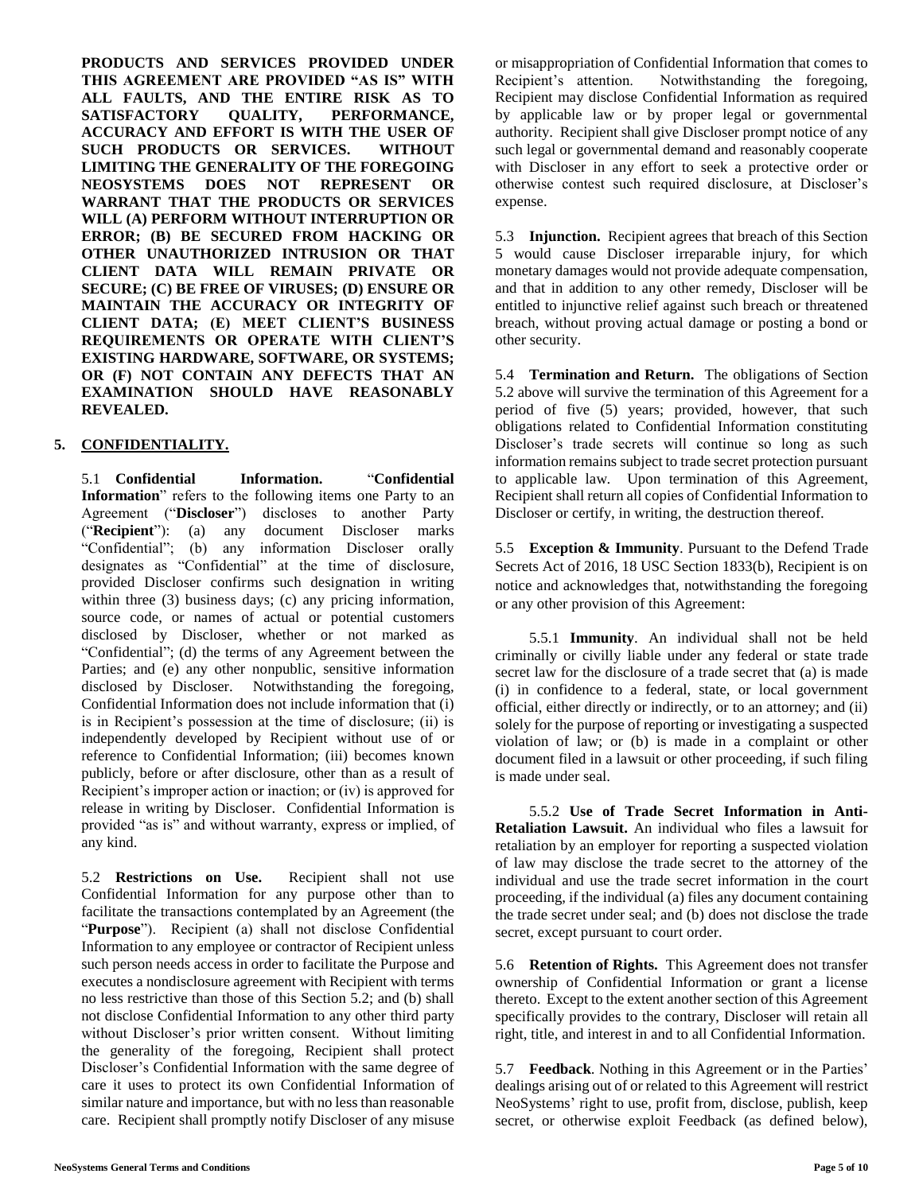**PRODUCTS AND SERVICES PROVIDED UNDER THIS AGREEMENT ARE PROVIDED "AS IS" WITH ALL FAULTS, AND THE ENTIRE RISK AS TO SATISFACTORY QUALITY, PERFORMANCE, ACCURACY AND EFFORT IS WITH THE USER OF SUCH PRODUCTS OR SERVICES. WITHOUT LIMITING THE GENERALITY OF THE FOREGOING NEOSYSTEMS DOES NOT REPRESENT OR WARRANT THAT THE PRODUCTS OR SERVICES WILL (A) PERFORM WITHOUT INTERRUPTION OR ERROR; (B) BE SECURED FROM HACKING OR OTHER UNAUTHORIZED INTRUSION OR THAT CLIENT DATA WILL REMAIN PRIVATE OR SECURE; (C) BE FREE OF VIRUSES; (D) ENSURE OR MAINTAIN THE ACCURACY OR INTEGRITY OF CLIENT DATA; (E) MEET CLIENT'S BUSINESS REQUIREMENTS OR OPERATE WITH CLIENT'S EXISTING HARDWARE, SOFTWARE, OR SYSTEMS; OR (F) NOT CONTAIN ANY DEFECTS THAT AN EXAMINATION SHOULD HAVE REASONABLY REVEALED.**

## 5. CONFIDENTIALITY.

5.1 **Confidential Information.** "**Confidential Information**" refers to the following items one Party to an Agreement ("**Discloser**") discloses to another Party ("**Recipient**"): (a) any document Discloser marks "Confidential"; (b) any information Discloser orally designates as "Confidential" at the time of disclosure, provided Discloser confirms such designation in writing within three (3) business days; (c) any pricing information, source code, or names of actual or potential customers disclosed by Discloser, whether or not marked as "Confidential"; (d) the terms of any Agreement between the Parties; and (e) any other nonpublic, sensitive information disclosed by Discloser. Notwithstanding the foregoing, Confidential Information does not include information that (i) is in Recipient's possession at the time of disclosure; (ii) is independently developed by Recipient without use of or reference to Confidential Information; (iii) becomes known publicly, before or after disclosure, other than as a result of Recipient's improper action or inaction; or (iv) is approved for release in writing by Discloser. Confidential Information is provided "as is" and without warranty, express or implied, of any kind.

5.2 **Restrictions on Use.** Recipient shall not use Confidential Information for any purpose other than to facilitate the transactions contemplated by an Agreement (the "**Purpose**"). Recipient (a) shall not disclose Confidential Information to any employee or contractor of Recipient unless such person needs access in order to facilitate the Purpose and executes a nondisclosure agreement with Recipient with terms no less restrictive than those of this Section 5.2; and (b) shall not disclose Confidential Information to any other third party without Discloser's prior written consent. Without limiting the generality of the foregoing, Recipient shall protect Discloser's Confidential Information with the same degree of care it uses to protect its own Confidential Information of similar nature and importance, but with no less than reasonable care. Recipient shall promptly notify Discloser of any misuse or misappropriation of Confidential Information that comes to Recipient's attention. Notwithstanding the foregoing, Recipient may disclose Confidential Information as required by applicable law or by proper legal or governmental authority. Recipient shall give Discloser prompt notice of any such legal or governmental demand and reasonably cooperate with Discloser in any effort to seek a protective order or otherwise contest such required disclosure, at Discloser's expense.

5.3 **Injunction.** Recipient agrees that breach of this Section 5 would cause Discloser irreparable injury, for which monetary damages would not provide adequate compensation, and that in addition to any other remedy, Discloser will be entitled to injunctive relief against such breach or threatened breach, without proving actual damage or posting a bond or other security.

5.4 **Termination and Return.** The obligations of Section 5.2 above will survive the termination of this Agreement for a period of five (5) years; provided, however, that such obligations related to Confidential Information constituting Discloser's trade secrets will continue so long as such information remains subject to trade secret protection pursuant to applicable law. Upon termination of this Agreement, Recipient shall return all copies of Confidential Information to Discloser or certify, in writing, the destruction thereof.

5.5 **Exception & Immunity**. Pursuant to the Defend Trade Secrets Act of 2016, 18 USC Section 1833(b), Recipient is on notice and acknowledges that, notwithstanding the foregoing or any other provision of this Agreement:

5.5.1 **Immunity**. An individual shall not be held criminally or civilly liable under any federal or state trade secret law for the disclosure of a trade secret that (a) is made (i) in confidence to a federal, state, or local government official, either directly or indirectly, or to an attorney; and (ii) solely for the purpose of reporting or investigating a suspected violation of law; or (b) is made in a complaint or other document filed in a lawsuit or other proceeding, if such filing is made under seal.

5.5.2 **Use of Trade Secret Information in Anti-Retaliation Lawsuit.** An individual who files a lawsuit for retaliation by an employer for reporting a suspected violation of law may disclose the trade secret to the attorney of the individual and use the trade secret information in the court proceeding, if the individual (a) files any document containing the trade secret under seal; and (b) does not disclose the trade secret, except pursuant to court order.

5.6 **Retention of Rights.** This Agreement does not transfer ownership of Confidential Information or grant a license thereto. Except to the extent another section of this Agreement specifically provides to the contrary, Discloser will retain all right, title, and interest in and to all Confidential Information.

5.7 **Feedback**. Nothing in this Agreement or in the Parties' dealings arising out of or related to this Agreement will restrict NeoSystems' right to use, profit from, disclose, publish, keep secret, or otherwise exploit Feedback (as defined below),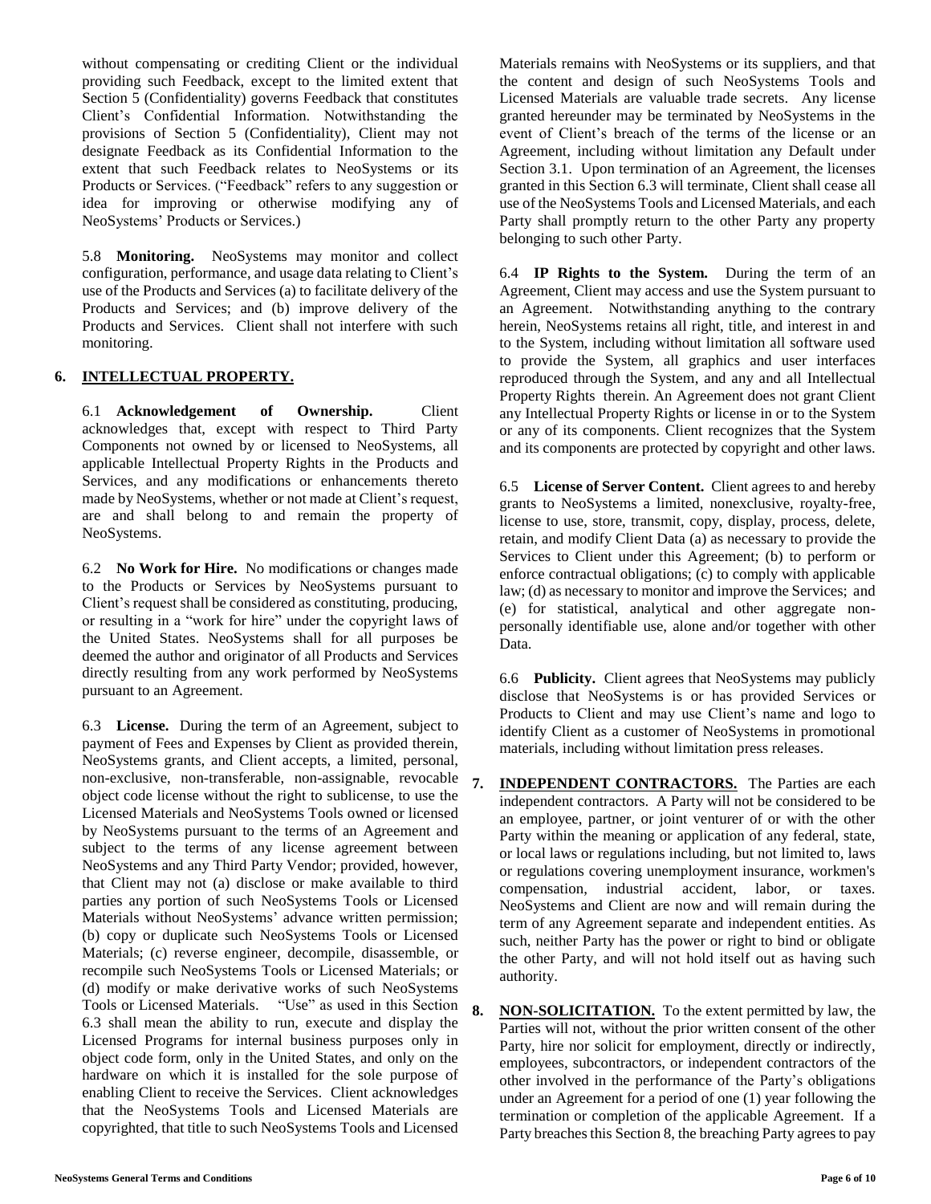without compensating or crediting Client or the individual providing such Feedback, except to the limited extent that Section 5 (Confidentiality) governs Feedback that constitutes Client's Confidential Information. Notwithstanding the provisions of Section 5 (Confidentiality), Client may not designate Feedback as its Confidential Information to the extent that such Feedback relates to NeoSystems or its Products or Services. ("Feedback" refers to any suggestion or idea for improving or otherwise modifying any of NeoSystems' Products or Services.)

5.8 **Monitoring.** NeoSystems may monitor and collect configuration, performance, and usage data relating to Client's use of the Products and Services (a) to facilitate delivery of the Products and Services; and (b) improve delivery of the Products and Services. Client shall not interfere with such monitoring.

## 6. INTELLECTUAL PROPERTY.

6.1 **Acknowledgement of Ownership.** Client acknowledges that, except with respect to Third Party Components not owned by or licensed to NeoSystems, all applicable Intellectual Property Rights in the Products and Services, and any modifications or enhancements thereto made by NeoSystems, whether or not made at Client's request, are and shall belong to and remain the property of NeoSystems.

6.2 **No Work for Hire.** No modifications or changes made to the Products or Services by NeoSystems pursuant to Client's request shall be considered as constituting, producing, or resulting in a "work for hire" under the copyright laws of the United States. NeoSystems shall for all purposes be deemed the author and originator of all Products and Services directly resulting from any work performed by NeoSystems pursuant to an Agreement.

6.3 **License.** During the term of an Agreement, subject to payment of Fees and Expenses by Client as provided therein, NeoSystems grants, and Client accepts, a limited, personal, non-exclusive, non-transferable, non-assignable, revocable object code license without the right to sublicense, to use the Licensed Materials and NeoSystems Tools owned or licensed by NeoSystems pursuant to the terms of an Agreement and subject to the terms of any license agreement between NeoSystems and any Third Party Vendor; provided, however, that Client may not (a) disclose or make available to third parties any portion of such NeoSystems Tools or Licensed Materials without NeoSystems' advance written permission; (b) copy or duplicate such NeoSystems Tools or Licensed Materials; (c) reverse engineer, decompile, disassemble, or recompile such NeoSystems Tools or Licensed Materials; or (d) modify or make derivative works of such NeoSystems Tools or Licensed Materials. "Use" as used in this Section 6.3 shall mean the ability to run, execute and display the Licensed Programs for internal business purposes only in object code form, only in the United States, and only on the hardware on which it is installed for the sole purpose of enabling Client to receive the Services. Client acknowledges that the NeoSystems Tools and Licensed Materials are copyrighted, that title to such NeoSystems Tools and Licensed Materials remains with NeoSystems or its suppliers, and that the content and design of such NeoSystems Tools and Licensed Materials are valuable trade secrets. Any license granted hereunder may be terminated by NeoSystems in the event of Client's breach of the terms of the license or an Agreement, including without limitation any Default under Section 3.1. Upon termination of an Agreement, the licenses granted in this Section 6.3 will terminate, Client shall cease all use of the NeoSystems Tools and Licensed Materials, and each Party shall promptly return to the other Party any property belonging to such other Party.

6.4 **IP Rights to the System.** During the term of an Agreement, Client may access and use the System pursuant to an Agreement. Notwithstanding anything to the contrary herein, NeoSystems retains all right, title, and interest in and to the System, including without limitation all software used to provide the System, all graphics and user interfaces reproduced through the System, and any and all Intellectual Property Rights therein. An Agreement does not grant Client any Intellectual Property Rights or license in or to the System or any of its components. Client recognizes that the System and its components are protected by copyright and other laws.

6.5 **License of Server Content.** Client agrees to and hereby grants to NeoSystems a limited, nonexclusive, royalty-free, license to use, store, transmit, copy, display, process, delete, retain, and modify Client Data (a) as necessary to provide the Services to Client under this Agreement; (b) to perform or enforce contractual obligations; (c) to comply with applicable law; (d) as necessary to monitor and improve the Services; and (e) for statistical, analytical and other aggregate non-personally identifiable use, alone and/or together with other Data.

6.6 **Publicity.** Client agrees that NeoSystems may publicly disclose that NeoSystems is or has provided Services or Products to Client and may use Client's name and logo to identify Client as a customer of NeoSystems in promotional materials, including without limitation press releases.

## 7. INDEPENDENT CONTRACTORS.

The Parties are each independent contractors. A Party will not be considered to be an employee, partner, or joint venturer of or with the other Party within the meaning or application of any federal, state, or local laws or regulations including, but not limited to, laws or regulations covering unemployment insurance, workmen's compensation, industrial accident, labor, or taxes. NeoSystems and Client are now and will remain during the term of any Agreement separate and independent entities. As such, neither Party has the power or right to bind or obligate the other Party, and will not hold itself out as having such authority.

## 8. NON-SOLICITATION.

To the extent permitted by law, the Parties will not, without the prior written consent of the other Party, hire nor solicit for employment, directly or indirectly, employees, subcontractors, or independent contractors of the other involved in the performance of the Party's obligations under an Agreement for a period of one (1) year following the termination or completion of the applicable Agreement. If a Party breaches this Section 8, the breaching Party agrees to pay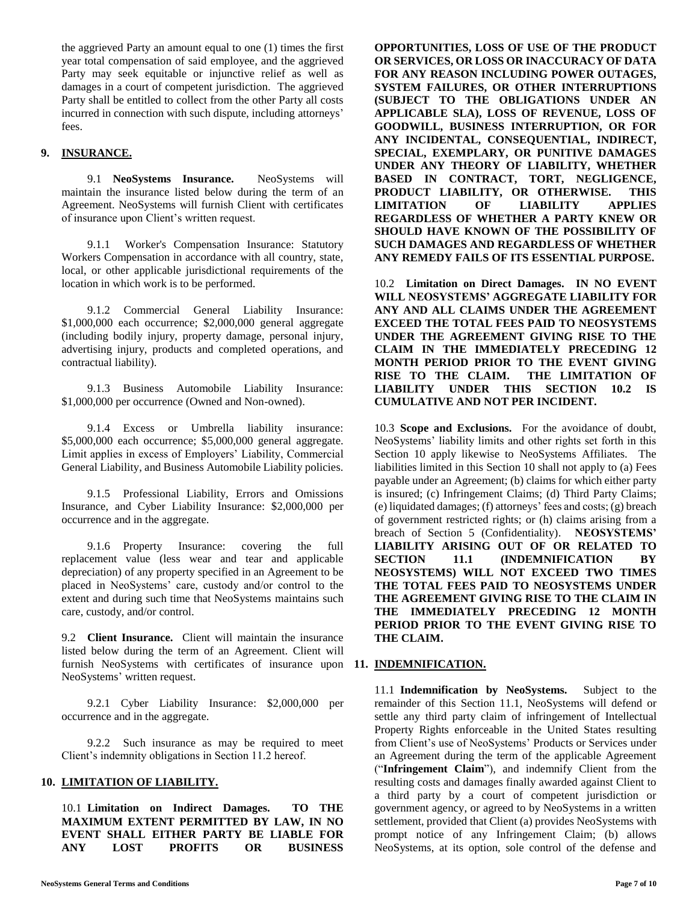the aggrieved Party an amount equal to one (1) times the first year total compensation of said employee, and the aggrieved Party may seek equitable or injunctive relief as well as damages in a court of competent jurisdiction. The aggrieved Party shall be entitled to collect from the other Party all costs incurred in connection with such dispute, including attorneys' fees.

## 9. INSURANCE.

9.1 **NeoSystems Insurance.** NeoSystems will maintain the insurance listed below during the term of an Agreement. NeoSystems will furnish Client with certificates of insurance upon Client's written request.

9.1.1 Worker's Compensation Insurance: Statutory Workers Compensation in accordance with all country, state, local, or other applicable jurisdictional requirements of the location in which work is to be performed.

9.1.2 Commercial General Liability Insurance: $1,000,000 each occurrence; $2,000,000 general aggregate (including bodily injury, property damage, personal injury, advertising injury, products and completed operations, and contractual liability).

9.1.3 Business Automobile Liability Insurance: $1,000,000 per occurrence (Owned and Non-owned).

9.1.4 Excess or Umbrella liability insurance: $5,000,000 each occurrence; $5,000,000 general aggregate. Limit applies in excess of Employers' Liability, Commercial General Liability, and Business Automobile Liability policies.

9.1.5 Professional Liability, Errors and Omissions Insurance, and Cyber Liability Insurance: $2,000,000 per occurrence and in the aggregate.

9.1.6 Property Insurance: covering the full replacement value (less wear and tear and applicable depreciation) of any property specified in an Agreement to be placed in NeoSystems' care, custody and/or control to the extent and during such time that NeoSystems maintains such care, custody, and/or control.

9.2 **Client Insurance.** Client will maintain the insurance listed below during the term of an Agreement. Client will furnish NeoSystems with certificates of insurance upon NeoSystems' written request.

9.2.1 Cyber Liability Insurance: $2,000,000 per occurrence and in the aggregate.

9.2.2 Such insurance as may be required to meet Client's indemnity obligations in Section 11.2 hereof.

## 10. LIMITATION OF LIABILITY.

10.1 **Limitation on Indirect Damages. TO THE MAXIMUM EXTENT PERMITTED BY LAW, IN NO EVENT SHALL EITHER PARTY BE LIABLE FOR ANY LOST PROFITS OR BUSINESS OPPORTUNITIES, LOSS OF USE OF THE PRODUCT OR SERVICES, OR LOSS OR INACCURACY OF DATA FOR ANY REASON INCLUDING POWER OUTAGES, SYSTEM FAILURES, OR OTHER INTERRUPTIONS (SUBJECT TO THE OBLIGATIONS UNDER AN APPLICABLE SLA), LOSS OF REVENUE, LOSS OF GOODWILL, BUSINESS INTERRUPTION, OR FOR ANY INCIDENTAL, CONSEQUENTIAL, INDIRECT, SPECIAL, EXEMPLARY, OR PUNITIVE DAMAGES UNDER ANY THEORY OF LIABILITY, WHETHER BASED IN CONTRACT, TORT, NEGLIGENCE, PRODUCT LIABILITY, OR OTHERWISE. THIS LIMITATION OF LIABILITY APPLIES REGARDLESS OF WHETHER A PARTY KNEW OR SHOULD HAVE KNOWN OF THE POSSIBILITY OF SUCH DAMAGES AND REGARDLESS OF WHETHER ANY REMEDY FAILS OF ITS ESSENTIAL PURPOSE.**

10.2 **Limitation on Direct Damages. IN NO EVENT WILL NEOSYSTEMS' AGGREGATE LIABILITY FOR ANY AND ALL CLAIMS UNDER THE AGREEMENT EXCEED THE TOTAL FEES PAID TO NEOSYSTEMS UNDER THE AGREEMENT GIVING RISE TO THE CLAIM IN THE IMMEDIATELY PRECEDING 12 MONTH PERIOD PRIOR TO THE EVENT GIVING RISE TO THE CLAIM. THE LIMITATION OF LIABILITY UNDER THIS SECTION 10.2 IS CUMULATIVE AND NOT PER INCIDENT.**

10.3 **Scope and Exclusions.** For the avoidance of doubt, NeoSystems' liability limits and other rights set forth in this Section 10 apply likewise to NeoSystems Affiliates. The liabilities limited in this Section 10 shall not apply to (a) Fees payable under an Agreement; (b) claims for which either party is insured; (c) Infringement Claims; (d) Third Party Claims; (e) liquidated damages; (f) attorneys' fees and costs; (g) breach of government restricted rights; or (h) claims arising from a breach of Section 5 (Confidentiality). **NEOSYSTEMS' LIABILITY ARISING OUT OF OR RELATED TO SECTION 11.1 (INDEMNIFICATION BY NEOSYSTEMS) WILL NOT EXCEED TWO TIMES THE TOTAL FEES PAID TO NEOSYSTEMS UNDER THE AGREEMENT GIVING RISE TO THE CLAIM IN THE IMMEDIATELY PRECEDING 12 MONTH PERIOD PRIOR TO THE EVENT GIVING RISE TO THE CLAIM.**

## 11. INDEMNIFICATION.

11.1 **Indemnification by NeoSystems.** Subject to the remainder of this Section 11.1, NeoSystems will defend or settle any third party claim of infringement of Intellectual Property Rights enforceable in the United States resulting from Client's use of NeoSystems' Products or Services under an Agreement during the term of the applicable Agreement ("**Infringement Claim**"), and indemnify Client from the resulting costs and damages finally awarded against Client to a third party by a court of competent jurisdiction or government agency, or agreed to by NeoSystems in a written settlement, provided that Client (a) provides NeoSystems with prompt notice of any Infringement Claim; (b) allows NeoSystems, at its option, sole control of the defense and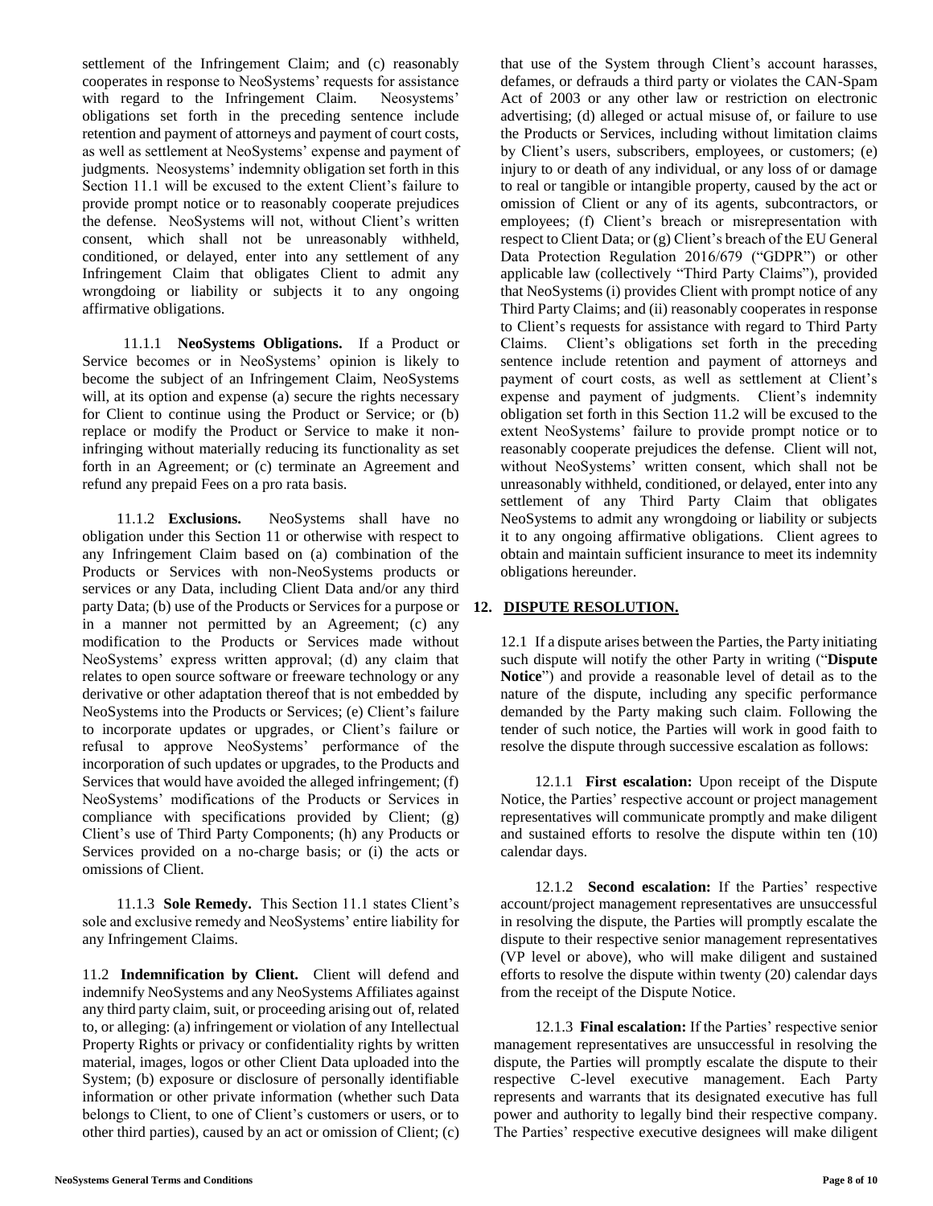settlement of the Infringement Claim; and (c) reasonably cooperates in response to NeoSystems' requests for assistance with regard to the Infringement Claim. Neosystems' obligations set forth in the preceding sentence include retention and payment of attorneys and payment of court costs, as well as settlement at NeoSystems' expense and payment of judgments. Neosystems' indemnity obligation set forth in this Section 11.1 will be excused to the extent Client's failure to provide prompt notice or to reasonably cooperate prejudices the defense. NeoSystems will not, without Client's written consent, which shall not be unreasonably withheld, conditioned, or delayed, enter into any settlement of any Infringement Claim that obligates Client to admit any wrongdoing or liability or subjects it to any ongoing affirmative obligations.

11.1.1 **NeoSystems Obligations.** If a Product or Service becomes or in NeoSystems' opinion is likely to become the subject of an Infringement Claim, NeoSystems will, at its option and expense (a) secure the rights necessary for Client to continue using the Product or Service; or (b) replace or modify the Product or Service to make it non-infringing without materially reducing its functionality as set forth in an Agreement; or (c) terminate an Agreement and refund any prepaid Fees on a pro rata basis.

11.1.2 **Exclusions.** NeoSystems shall have no obligation under this Section 11 or otherwise with respect to any Infringement Claim based on (a) combination of the Products or Services with non-NeoSystems products or services or any Data, including Client Data and/or any third party Data; (b) use of the Products or Services for a purpose or in a manner not permitted by an Agreement; (c) any modification to the Products or Services made without NeoSystems' express written approval; (d) any claim that relates to open source software or freeware technology or any derivative or other adaptation thereof that is not embedded by NeoSystems into the Products or Services; (e) Client's failure to incorporate updates or upgrades, or Client's failure or refusal to approve NeoSystems' performance of the incorporation of such updates or upgrades, to the Products and Services that would have avoided the alleged infringement; (f) NeoSystems' modifications of the Products or Services in compliance with specifications provided by Client; (g) Client's use of Third Party Components; (h) any Products or Services provided on a no-charge basis; or (i) the acts or omissions of Client.

11.1.3 **Sole Remedy.** This Section 11.1 states Client's sole and exclusive remedy and NeoSystems' entire liability for any Infringement Claims.

11.2 **Indemnification by Client.** Client will defend and indemnify NeoSystems and any NeoSystems Affiliates against any third party claim, suit, or proceeding arising out of, related to, or alleging: (a) infringement or violation of any Intellectual Property Rights or privacy or confidentiality rights by written material, images, logos or other Client Data uploaded into the System; (b) exposure or disclosure of personally identifiable information or other private information (whether such Data belongs to Client, to one of Client's customers or users, or to other third parties), caused by an act or omission of Client; (c) that use of the System through Client's account harasses, defames, or defrauds a third party or violates the CAN-Spam Act of 2003 or any other law or restriction on electronic advertising; (d) alleged or actual misuse of, or failure to use the Products or Services, including without limitation claims by Client's users, subscribers, employees, or customers; (e) injury to or death of any individual, or any loss of or damage to real or tangible or intangible property, caused by the act or omission of Client or any of its agents, subcontractors, or employees; (f) Client's breach or misrepresentation with respect to Client Data; or (g) Client's breach of the EU General Data Protection Regulation 2016/679 ("GDPR") or other applicable law (collectively "Third Party Claims"), provided that NeoSystems (i) provides Client with prompt notice of any Third Party Claims; and (ii) reasonably cooperates in response to Client's requests for assistance with regard to Third Party Claims. Client's obligations set forth in the preceding sentence include retention and payment of attorneys and payment of court costs, as well as settlement at Client's expense and payment of judgments. Client's indemnity obligation set forth in this Section 11.2 will be excused to the extent NeoSystems' failure to provide prompt notice or to reasonably cooperate prejudices the defense. Client will not, without NeoSystems' written consent, which shall not be unreasonably withheld, conditioned, or delayed, enter into any settlement of any Third Party Claim that obligates NeoSystems to admit any wrongdoing or liability or subjects it to any ongoing affirmative obligations. Client agrees to obtain and maintain sufficient insurance to meet its indemnity obligations hereunder.

## 12. DISPUTE RESOLUTION.

12.1 If a dispute arises between the Parties, the Party initiating such dispute will notify the other Party in writing ("**Dispute Notice**") and provide a reasonable level of detail as to the nature of the dispute, including any specific performance demanded by the Party making such claim. Following the tender of such notice, the Parties will work in good faith to resolve the dispute through successive escalation as follows:

12.1.1 **First escalation:** Upon receipt of the Dispute Notice, the Parties' respective account or project management representatives will communicate promptly and make diligent and sustained efforts to resolve the dispute within ten (10) calendar days.

12.1.2 **Second escalation:** If the Parties' respective account/project management representatives are unsuccessful in resolving the dispute, the Parties will promptly escalate the dispute to their respective senior management representatives (VP level or above), who will make diligent and sustained efforts to resolve the dispute within twenty (20) calendar days from the receipt of the Dispute Notice.

12.1.3 **Final escalation:** If the Parties' respective senior management representatives are unsuccessful in resolving the dispute, the Parties will promptly escalate the dispute to their respective C-level executive management. Each Party represents and warrants that its designated executive has full power and authority to legally bind their respective company. The Parties' respective executive designees will make diligent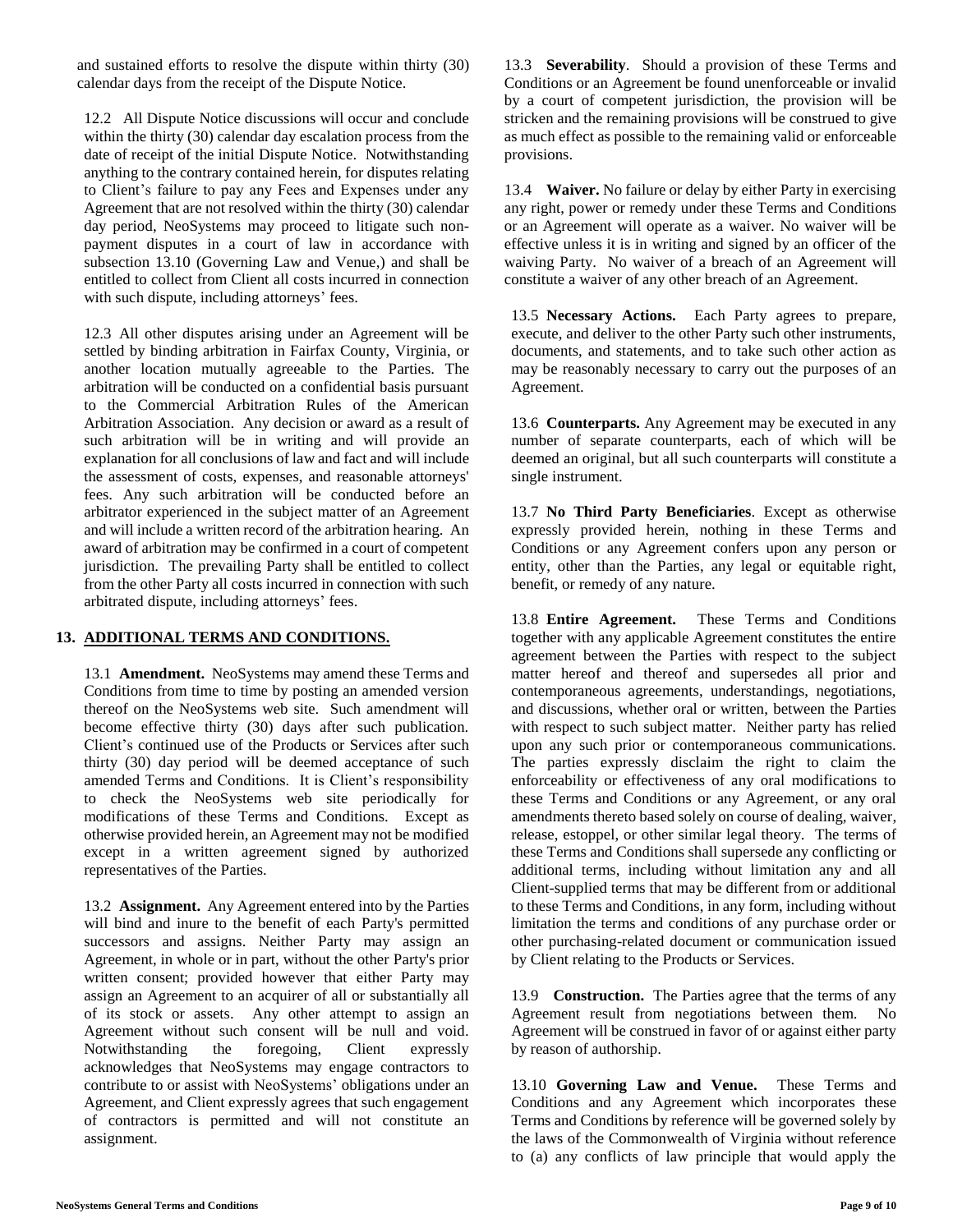and sustained efforts to resolve the dispute within thirty (30) calendar days from the receipt of the Dispute Notice.

12.2 All Dispute Notice discussions will occur and conclude within the thirty (30) calendar day escalation process from the date of receipt of the initial Dispute Notice. Notwithstanding anything to the contrary contained herein, for disputes relating to Client's failure to pay any Fees and Expenses under any Agreement that are not resolved within the thirty (30) calendar day period, NeoSystems may proceed to litigate such non-payment disputes in a court of law in accordance with subsection 13.10 (Governing Law and Venue,) and shall be entitled to collect from Client all costs incurred in connection with such dispute, including attorneys' fees.

12.3 All other disputes arising under an Agreement will be settled by binding arbitration in Fairfax County, Virginia, or another location mutually agreeable to the Parties. The arbitration will be conducted on a confidential basis pursuant to the Commercial Arbitration Rules of the American Arbitration Association. Any decision or award as a result of such arbitration will be in writing and will provide an explanation for all conclusions of law and fact and will include the assessment of costs, expenses, and reasonable attorneys' fees. Any such arbitration will be conducted before an arbitrator experienced in the subject matter of an Agreement and will include a written record of the arbitration hearing. An award of arbitration may be confirmed in a court of competent jurisdiction. The prevailing Party shall be entitled to collect from the other Party all costs incurred in connection with such arbitrated dispute, including attorneys' fees.

## 13. ADDITIONAL TERMS AND CONDITIONS.

13.1 **Amendment.** NeoSystems may amend these Terms and Conditions from time to time by posting an amended version thereof on the NeoSystems web site. Such amendment will become effective thirty (30) days after such publication. Client's continued use of the Products or Services after such thirty (30) day period will be deemed acceptance of such amended Terms and Conditions. It is Client's responsibility to check the NeoSystems web site periodically for modifications of these Terms and Conditions. Except as otherwise provided herein, an Agreement may not be modified except in a written agreement signed by authorized representatives of the Parties.

13.2 **Assignment.** Any Agreement entered into by the Parties will bind and inure to the benefit of each Party's permitted successors and assigns. Neither Party may assign an Agreement, in whole or in part, without the other Party's prior written consent; provided however that either Party may assign an Agreement to an acquirer of all or substantially all of its stock or assets. Any other attempt to assign an Agreement without such consent will be null and void. Notwithstanding the foregoing, Client expressly acknowledges that NeoSystems may engage contractors to contribute to or assist with NeoSystems' obligations under an Agreement, and Client expressly agrees that such engagement of contractors is permitted and will not constitute an assignment.

13.3 **Severability**. Should a provision of these Terms and Conditions or an Agreement be found unenforceable or invalid by a court of competent jurisdiction, the provision will be stricken and the remaining provisions will be construed to give as much effect as possible to the remaining valid or enforceable provisions.

13.4 **Waiver.** No failure or delay by either Party in exercising any right, power or remedy under these Terms and Conditions or an Agreement will operate as a waiver. No waiver will be effective unless it is in writing and signed by an officer of the waiving Party. No waiver of a breach of an Agreement will constitute a waiver of any other breach of an Agreement.

13.5 **Necessary Actions.** Each Party agrees to prepare, execute, and deliver to the other Party such other instruments, documents, and statements, and to take such other action as may be reasonably necessary to carry out the purposes of an Agreement.

13.6 **Counterparts.** Any Agreement may be executed in any number of separate counterparts, each of which will be deemed an original, but all such counterparts will constitute a single instrument.

13.7 **No Third Party Beneficiaries**. Except as otherwise expressly provided herein, nothing in these Terms and Conditions or any Agreement confers upon any person or entity, other than the Parties, any legal or equitable right, benefit, or remedy of any nature.

13.8 **Entire Agreement.** These Terms and Conditions together with any applicable Agreement constitutes the entire agreement between the Parties with respect to the subject matter hereof and thereof and supersedes all prior and contemporaneous agreements, understandings, negotiations, and discussions, whether oral or written, between the Parties with respect to such subject matter. Neither party has relied upon any such prior or contemporaneous communications. The parties expressly disclaim the right to claim the enforceability or effectiveness of any oral modifications to these Terms and Conditions or any Agreement, or any oral amendments thereto based solely on course of dealing, waiver, release, estoppel, or other similar legal theory. The terms of these Terms and Conditions shall supersede any conflicting or additional terms, including without limitation any and all Client-supplied terms that may be different from or additional to these Terms and Conditions, in any form, including without limitation the terms and conditions of any purchase order or other purchasing-related document or communication issued by Client relating to the Products or Services.

13.9 **Construction.** The Parties agree that the terms of any Agreement result from negotiations between them. No Agreement will be construed in favor of or against either party by reason of authorship.

13.10 **Governing Law and Venue.** These Terms and Conditions and any Agreement which incorporates these Terms and Conditions by reference will be governed solely by the laws of the Commonwealth of Virginia without reference to (a) any conflicts of law principle that would apply the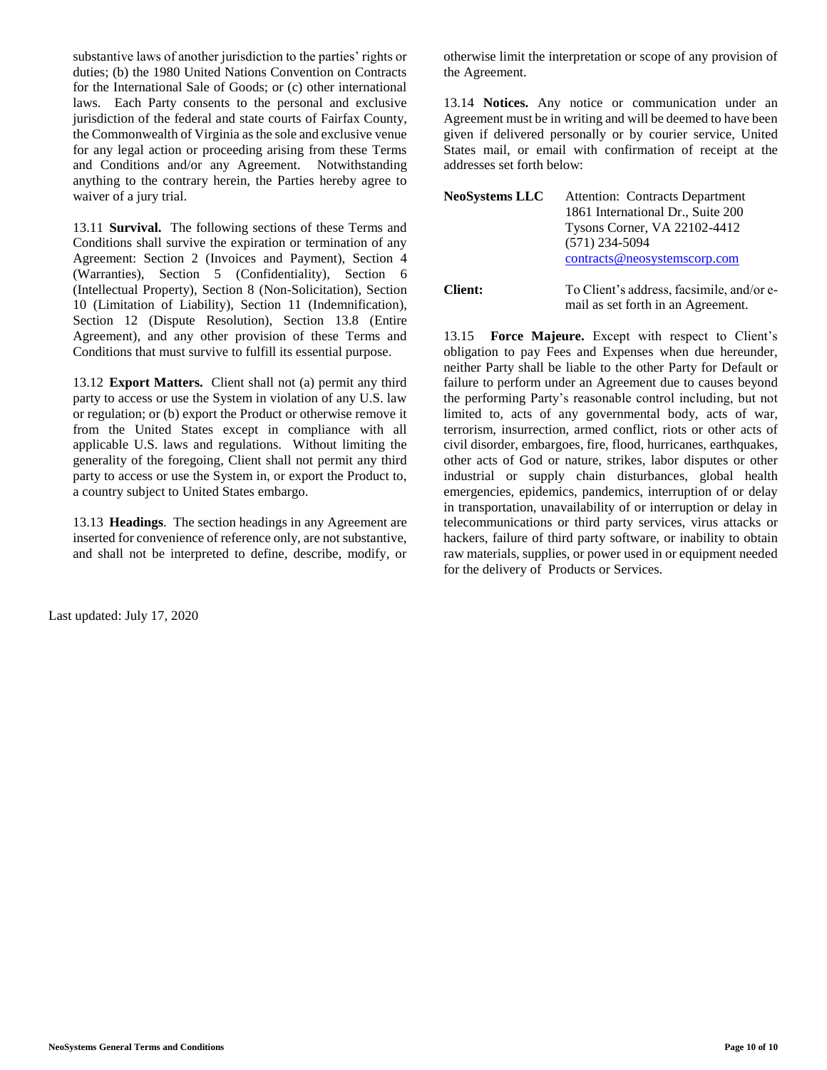substantive laws of another jurisdiction to the parties' rights or duties; (b) the 1980 United Nations Convention on Contracts for the International Sale of Goods; or (c) other international laws. Each Party consents to the personal and exclusive jurisdiction of the federal and state courts of Fairfax County, the Commonwealth of Virginia as the sole and exclusive venue for any legal action or proceeding arising from these Terms and Conditions and/or any Agreement. Notwithstanding anything to the contrary herein, the Parties hereby agree to waiver of a jury trial.

13.11 **Survival.** The following sections of these Terms and Conditions shall survive the expiration or termination of any Agreement: Section 2 (Invoices and Payment), Section 4 (Warranties), Section 5 (Confidentiality), Section 6 (Intellectual Property), Section 8 (Non-Solicitation), Section 10 (Limitation of Liability), Section 11 (Indemnification), Section 12 (Dispute Resolution), Section 13.8 (Entire Agreement), and any other provision of these Terms and Conditions that must survive to fulfill its essential purpose.

13.12 **Export Matters.** Client shall not (a) permit any third party to access or use the System in violation of any U.S. law or regulation; or (b) export the Product or otherwise remove it from the United States except in compliance with all applicable U.S. laws and regulations. Without limiting the generality of the foregoing, Client shall not permit any third party to access or use the System in, or export the Product to, a country subject to United States embargo.

13.13 **Headings**. The section headings in any Agreement are inserted for convenience of reference only, are not substantive, and shall not be interpreted to define, describe, modify, or otherwise limit the interpretation or scope of any provision of the Agreement.

13.14 **Notices.** Any notice or communication under an Agreement must be in writing and will be deemed to have been given if delivered personally or by courier service, United States mail, or email with confirmation of receipt at the addresses set forth below:

| | |
|---|---|
| **NeoSystems LLC** | Attention: Contracts Department<br>1861 International Dr., Suite 200<br>Tysons Corner, VA 22102-4412<br>(571) 234-5094<br>contracts@neosystemscorp.com |
| **Client:** | To Client's address, facsimile, and/or e-mail as set forth in an Agreement. |

13.15 **Force Majeure.** Except with respect to Client's obligation to pay Fees and Expenses when due hereunder, neither Party shall be liable to the other Party for Default or failure to perform under an Agreement due to causes beyond the performing Party's reasonable control including, but not limited to, acts of any governmental body, acts of war, terrorism, insurrection, armed conflict, riots or other acts of civil disorder, embargoes, fire, flood, hurricanes, earthquakes, other acts of God or nature, strikes, labor disputes or other industrial or supply chain disturbances, global health emergencies, epidemics, pandemics, interruption of or delay in transportation, unavailability of or interruption or delay in telecommunications or third party services, virus attacks or hackers, failure of third party software, or inability to obtain raw materials, supplies, or power used in or equipment needed for the delivery of Products or Services.

Last updated: July 17, 2020